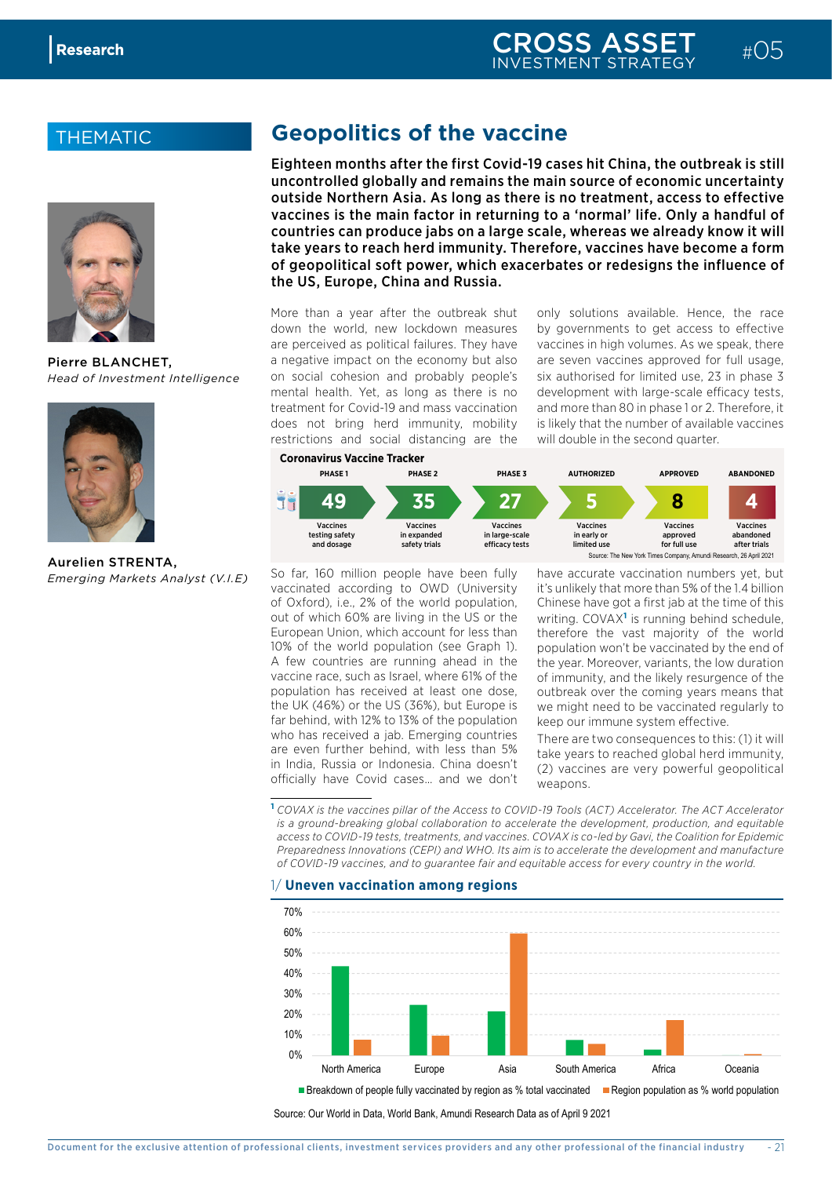THEMATIC

Pierre BLANCHET,
*Head of Investment Intelligence*

Aurelien STRENTA,
*Emerging Markets Analyst (V.I.E)*

# Geopolitics of the vaccine

**Eighteen months after the first Covid-19 cases hit China, the outbreak is still uncontrolled globally and remains the main source of economic uncertainty outside Northern Asia. As long as there is no treatment, access to effective vaccines is the main factor in returning to a 'normal' life. Only a handful of countries can produce jabs on a large scale, whereas we already know it will take years to reach herd immunity. Therefore, vaccines have become a form of geopolitical soft power, which exacerbates or redesigns the influence of the US, Europe, China and Russia.**

More than a year after the outbreak shut down the world, new lockdown measures are perceived as political failures. They have a negative impact on the economy but also on social cohesion and probably people's mental health. Yet, as long as there is no treatment for Covid-19 and mass vaccination does not bring herd immunity, mobility restrictions and social distancing are the only solutions available. Hence, the race by governments to get access to effective vaccines in high volumes. As we speak, there are seven vaccines approved for full usage, six authorised for limited use, 23 in phase 3 development with large-scale efficacy tests, and more than 80 in phase 1 or 2. Therefore, it is likely that the number of available vaccines will double in the second quarter.

**Coronavirus Vaccine Tracker**

| PHASE 1 | PHASE 2 | PHASE 3 | AUTHORIZED | APPROVED | ABANDONED |
|---|---|---|---|---|---|
| 49 | 35 | 27 | 5 | 8 | 4 |
| Vaccines testing safety and dosage | Vaccines in expanded safety trials | Vaccines in large-scale efficacy tests | Vaccines in early or limited use | Vaccines approved for full use | Vaccines abandoned after trials |

Source: The New York Times Company, Amundi Research, 26 April 2021

So far, 160 million people have been fully vaccinated according to OWD (University of Oxford), i.e., 2% of the world population, out of which 60% are living in the US or the European Union, which account for less than 10% of the world population (see Graph 1). A few countries are running ahead in the vaccine race, such as Israel, where 61% of the population has received at least one dose, the UK (46%) or the US (36%), but Europe is far behind, with 12% to 13% of the population who has received a jab. Emerging countries are even further behind, with less than 5% in India, Russia or Indonesia. China doesn't officially have Covid cases... and we don't have accurate vaccination numbers yet, but it's unlikely that more than 5% of the 1.4 billion Chinese have got a first jab at the time of this writing. COVAX[1] is running behind schedule, therefore the vast majority of the world population won't be vaccinated by the end of the year. Moreover, variants, the low duration of immunity, and the likely resurgence of the outbreak over the coming years means that we might need to be vaccinated regularly to keep our immune system effective.

There are two consequences to this: (1) it will take years to reached global herd immunity, (2) vaccines are very powerful geopolitical weapons.

[1] *COVAX is the vaccines pillar of the Access to COVID-19 Tools (ACT) Accelerator. The ACT Accelerator is a ground-breaking global collaboration to accelerate the development, production, and equitable access to COVID-19 tests, treatments, and vaccines. COVAX is co-led by Gavi, the Coalition for Epidemic Preparedness Innovations (CEPI) and WHO. Its aim is to accelerate the development and manufacture of COVID-19 vaccines, and to guarantee fair and equitable access for every country in the world.*

**1/ Uneven vaccination among regions**

| Region | Breakdown of people fully vaccinated by region as % total vaccinated | Region population as % world population |
|---|---|---|
| North America | ~43% | ~8% |
| Europe | ~25% | ~10% |
| Asia | ~21% | ~60% |
| South America | ~8% | ~6% |
| Africa | ~3% | ~17% |
| Oceania | ~0% | ~1% |

Source: Our World in Data, World Bank, Amundi Research Data as of April 9 2021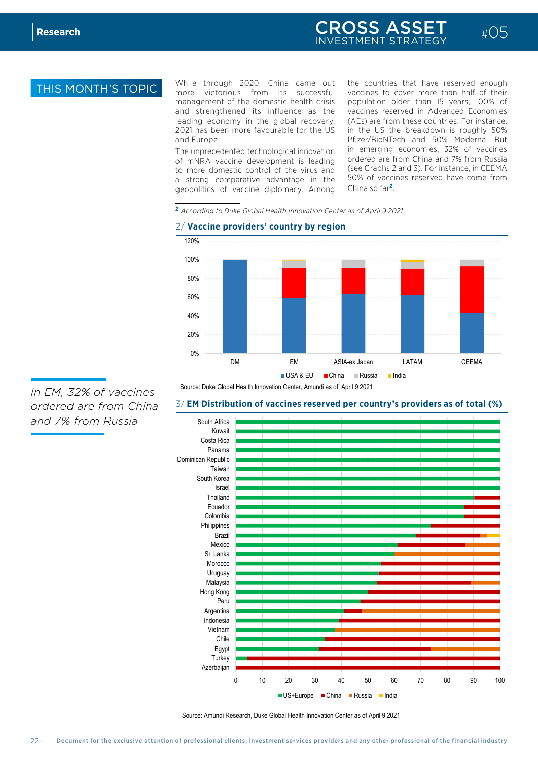## THIS MONTH'S TOPIC

While through 2020, China came out more victorious from its successful management of the domestic health crisis and strengthened its influence as the leading economy in the global recovery, 2021 has been more favourable for the US and Europe.

The unprecedented technological innovation of mNRA vaccine development is leading to more domestic control of the virus and a strong comparative advantage in the geopolitics of vaccine diplomacy. Among the countries that have reserved enough vaccines to cover more than half of their population older than 15 years, 100% of vaccines reserved in Advanced Economies (AEs) are from these countries. For instance, in the US the breakdown is roughly 50% Pfizer/BioNTech and 50% Moderna. But in emerging economies, 32% of vaccines ordered are from China and 7% from Russia (see Graphs 2 and 3). For instance, in CEEMA 50% of vaccines reserved have come from China so far[2].

[2] *According to Duke Global Health Innovation Center as of April 9 2021*

*In EM, 32% of vaccines ordered are from China and 7% from Russia*

### 2/ Vaccine providers' country by region

Source: Duke Global Health Innovation Center, Amundi as of April 9 2021

### 3/ EM Distribution of vaccines reserved per country's providers as of total (%)

Source: Amundi Research, Duke Global Health Innovation Center as of April 9 2021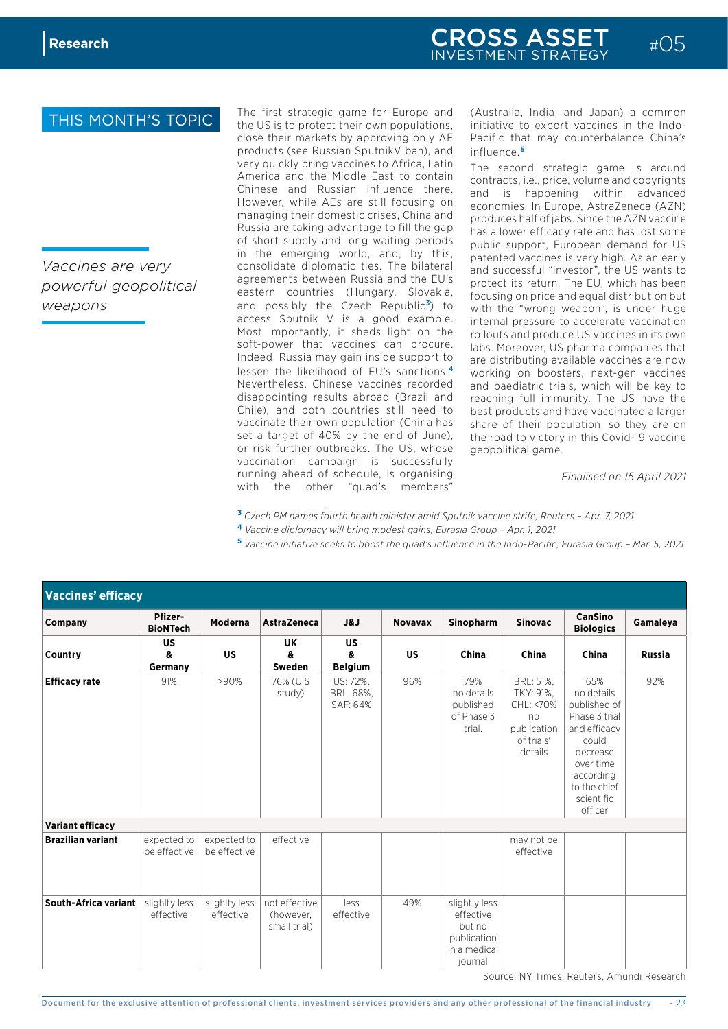## THIS MONTH'S TOPIC

*Vaccines are very powerful geopolitical weapons*

The first strategic game for Europe and the US is to protect their own populations, close their markets by approving only AE products (see Russian SputnikV ban), and very quickly bring vaccines to Africa, Latin America and the Middle East to contain Chinese and Russian influence there. However, while AEs are still focusing on managing their domestic crises, China and Russia are taking advantage to fill the gap of short supply and long waiting periods in the emerging world, and, by this, consolidate diplomatic ties. The bilateral agreements between Russia and the EU's eastern countries (Hungary, Slovakia, and possibly the Czech Republic[3]) to access Sputnik V is a good example. Most importantly, it sheds light on the soft-power that vaccines can procure. Indeed, Russia may gain inside support to lessen the likelihood of EU's sanctions.[4] Nevertheless, Chinese vaccines recorded disappointing results abroad (Brazil and Chile), and both countries still need to vaccinate their own population (China has set a target of 40% by the end of June), or risk further outbreaks. The US, whose vaccination campaign is successfully running ahead of schedule, is organising with the other "quad's members" (Australia, India, and Japan) a common initiative to export vaccines in the Indo-Pacific that may counterbalance China's influence.[5]

The second strategic game is around contracts, i.e., price, volume and copyrights and is happening within advanced economies. In Europe, AstraZeneca (AZN) produces half of jabs. Since the AZN vaccine has a lower efficacy rate and has lost some public support, European demand for US patented vaccines is very high. As an early and successful "investor", the US wants to protect its return. The EU, which has been focusing on price and equal distribution but with the "wrong weapon", is under huge internal pressure to accelerate vaccination rollouts and produce US vaccines in its own labs. Moreover, US pharma companies that are distributing available vaccines are now working on boosters, next-gen vaccines and paediatric trials, which will be key to reaching full immunity. The US have the best products and have vaccinated a larger share of their population, so they are on the road to victory in this Covid-19 vaccine geopolitical game.

*Finalised on 15 April 2021*

[3] *Czech PM names fourth health minister amid Sputnik vaccine strife, Reuters – Apr. 7, 2021*

[4] *Vaccine diplomacy will bring modest gains, Eurasia Group – Apr. 1, 2021*

[5] *Vaccine initiative seeks to boost the quad's influence in the Indo-Pacific, Eurasia Group – Mar. 5, 2021*

**Vaccines' efficacy**

| Company | Pfizer-BioNTech | Moderna | AstraZeneca | J&J | Novavax | Sinopharm | Sinovac | CanSino Biologics | Gamaleya |
|---|---|---|---|---|---|---|---|---|---|
| **Country** | **US & Germany** | **US** | **UK & Sweden** | **US & Belgium** | **US** | **China** | **China** | **China** | **Russia** |
| **Efficacy rate** | 91% | >90% | 76% (U.S study) | US: 72%, BRL: 68%, SAF: 64% | 96% | 79% no details published of Phase 3 trial. | BRL: 51%, TKY: 91%, CHL: <70% no publication of trials' details | 65% no details published of Phase 3 trial and efficacy could decrease over time according to the chief scientific officer | 92% |
| **Variant efficacy** | | | | | | | | | |
| **Brazilian variant** | expected to be effective | expected to be effective | effective | | | | may not be effective | | |
| **South-Africa variant** | slighlty less effective | slighlty less effective | not effective (however, small trial) | less effective | 49% | slightly less effective but no publication in a medical journal | | | |

Source: NY Times, Reuters, Amundi Research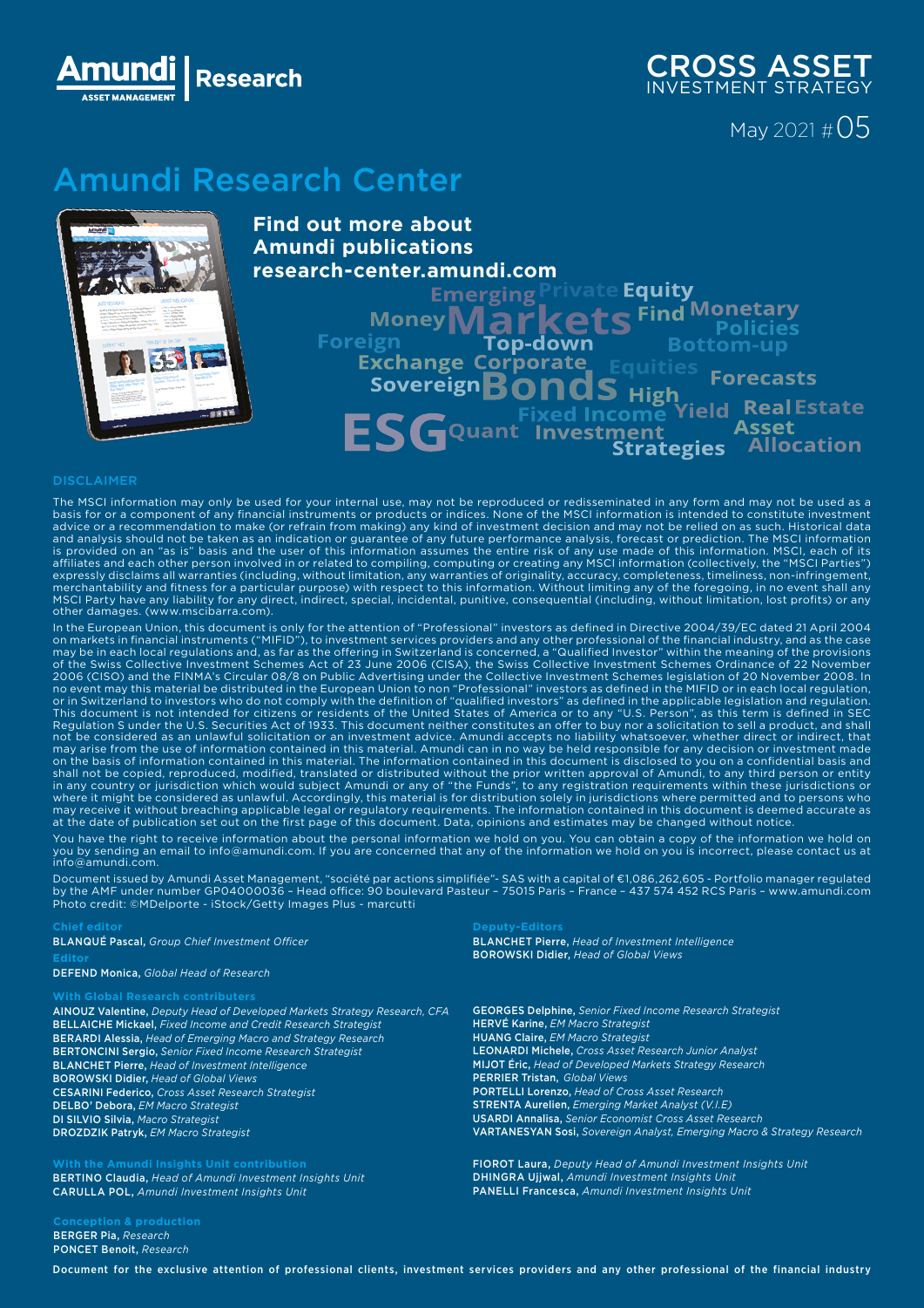Amundi ASSET MANAGEMENT | Research

# CROSS ASSET INVESTMENT STRATEGY

May 2021 #05

# Amundi Research Center

**Find out more about Amundi publications research-center.amundi.com**

Emerging Private Equity Money Markets Find Monetary Policies Foreign Top-down Bottom-up Exchange Corporate Equities Forecasts Sovereign Bonds High Fixed Income Yield Real Estate ESG Quant Investment Strategies Asset Allocation

## DISCLAIMER

The MSCI information may only be used for your internal use, may not be reproduced or redisseminated in any form and may not be used as a basis for or a component of any financial instruments or products or indices. None of the MSCI information is intended to constitute investment advice or a recommendation to make (or refrain from making) any kind of investment decision and may not be relied on as such. Historical data and analysis should not be taken as an indication or guarantee of any future performance analysis, forecast or prediction. The MSCI information is provided on an "as is" basis and the user of this information assumes the entire risk of any use made of this information. MSCI, each of its affiliates and each other person involved in or related to compiling, computing or creating any MSCI information (collectively, the "MSCI Parties") expressly disclaims all warranties (including, without limitation, any warranties of originality, accuracy, completeness, timeliness, non-infringement, merchantability and fitness for a particular purpose) with respect to this information. Without limiting any of the foregoing, in no event shall any MSCI Party have any liability for any direct, indirect, special, incidental, punitive, consequential (including, without limitation, lost profits) or any other damages. (www.mscibarra.com).

In the European Union, this document is only for the attention of "Professional" investors as defined in Directive 2004/39/EC dated 21 April 2004 on markets in financial instruments ("MIFID"), to investment services providers and any other professional of the financial industry, and as the case may be in each local regulations and, as far as the offering in Switzerland is concerned, a "Qualified Investor" within the meaning of the provisions of the Swiss Collective Investment Schemes Act of 23 June 2006 (CISA), the Swiss Collective Investment Schemes Ordinance of 22 November 2006 (CISO) and the FINMA's Circular 08/8 on Public Advertising under the Collective Investment Schemes legislation of 20 November 2008. In no event may this material be distributed in the European Union to non "Professional" investors as defined in the MIFID or in each local regulation, or in Switzerland to investors who do not comply with the definition of "qualified investors" as defined in the applicable legislation and regulation. This document is not intended for citizens or residents of the United States of America or to any "U.S. Person", as this term is defined in SEC Regulation S under the U.S. Securities Act of 1933. This document neither constitutes an offer to buy nor a solicitation to sell a product, and shall not be considered as an unlawful solicitation or an investment advice. Amundi accepts no liability whatsoever, whether direct or indirect, that may arise from the use of information contained in this material. Amundi can in no way be held responsible for any decision or investment made on the basis of information contained in this material. The information contained in this document is disclosed to you on a confidential basis and shall not be copied, reproduced, modified, translated or distributed without the prior written approval of Amundi, to any third person or entity in any country or jurisdiction which would subject Amundi or any of "the Funds", to any registration requirements within these jurisdictions or where it might be considered as unlawful. Accordingly, this material is for distribution solely in jurisdictions where permitted and to persons who may receive it without breaching applicable legal or regulatory requirements. The information contained in this document is deemed accurate as at the date of publication set out on the first page of this document. Data, opinions and estimates may be changed without notice.

You have the right to receive information about the personal information we hold on you. You can obtain a copy of the information we hold on you by sending an email to info@amundi.com. If you are concerned that any of the information we hold on you is incorrect, please contact us at info@amundi.com.

Document issued by Amundi Asset Management, "société par actions simplifiée"- SAS with a capital of €1,086,262,605 - Portfolio manager regulated by the AMF under number GP04000036 – Head office: 90 boulevard Pasteur – 75015 Paris – France – 437 574 452 RCS Paris – www.amundi.com
Photo credit: ©MDelporte - iStock/Getty Images Plus - marcutti

**Chief editor**
BLANQUÉ Pascal, *Group Chief Investment Officer*

**Editor**
DEFEND Monica, *Global Head of Research*

**Deputy-Editors**
BLANCHET Pierre, *Head of Investment Intelligence*
BOROWSKI Didier, *Head of Global Views*

**With Global Research contributers**
AINOUZ Valentine, *Deputy Head of Developed Markets Strategy Research, CFA*
BELLAICHE Mickael, *Fixed Income and Credit Research Strategist*
BERARDI Alessia, *Head of Emerging Macro and Strategy Research*
BERTONCINI Sergio, *Senior Fixed Income Research Strategist*
BLANCHET Pierre, *Head of Investment Intelligence*
BOROWSKI Didier, *Head of Global Views*
CESARINI Federico, *Cross Asset Research Strategist*
DELBO' Debora, *EM Macro Strategist*
DI SILVIO Silvia, *Macro Strategist*
DROZDZIK Patryk, *EM Macro Strategist*
GEORGES Delphine, *Senior Fixed Income Research Strategist*
HERVÉ Karine, *EM Macro Strategist*
HUANG Claire, *EM Macro Strategist*
LEONARDI Michele, *Cross Asset Research Junior Analyst*
MIJOT Éric, *Head of Developed Markets Strategy Research*
PERRIER Tristan, *Global Views*
PORTELLI Lorenzo, *Head of Cross Asset Research*
STRENTA Aurelien, *Emerging Market Analyst (V.I.E)*
USARDI Annalisa, *Senior Economist Cross Asset Research*
VARTANESYAN Sosi, *Sovereign Analyst, Emerging Macro & Strategy Research*

**With the Amundi Insights Unit contribution**
BERTINO Claudia, *Head of Amundi Investment Insights Unit*
CARULLA POL, *Amundi Investment Insights Unit*
FIOROT Laura, *Deputy Head of Amundi Investment Insights Unit*
DHINGRA Ujjwal, *Amundi Investment Insights Unit*
PANELLI Francesca, *Amundi Investment Insights Unit*

**Conception & production**
BERGER Pia, *Research*
PONCET Benoit, *Research*

**Document for the exclusive attention of professional clients, investment services providers and any other professional of the financial industry**